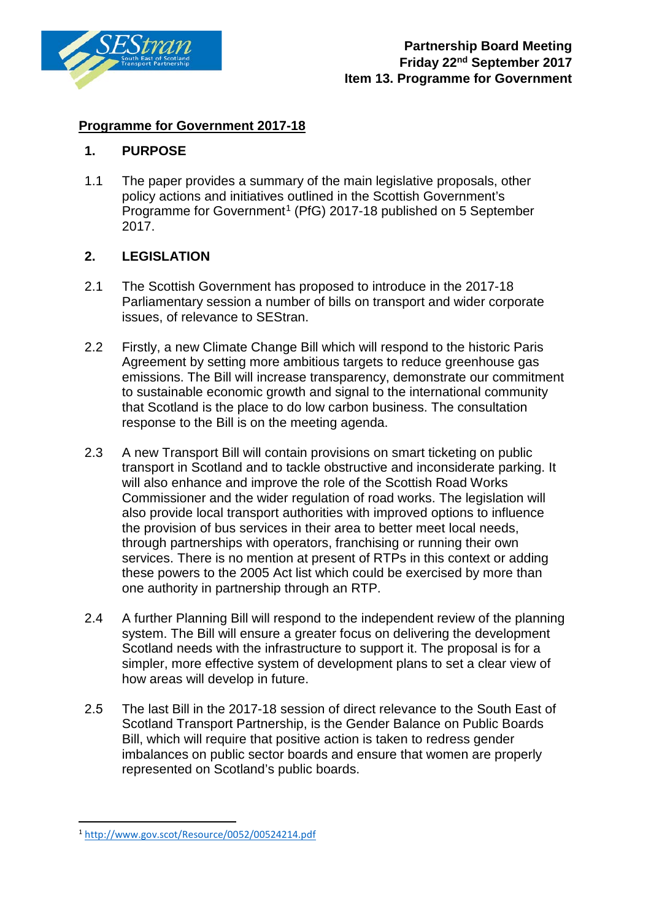**Partnership Board Meeting**
**Friday 22nd September 2017**
**Item 13. Programme for Government**

## Programme for Government 2017-18

### 1. PURPOSE

1.1 The paper provides a summary of the main legislative proposals, other policy actions and initiatives outlined in the Scottish Government's Programme for Government[1] (PfG) 2017-18 published on 5 September 2017.

### 2. LEGISLATION

2.1 The Scottish Government has proposed to introduce in the 2017-18 Parliamentary session a number of bills on transport and wider corporate issues, of relevance to SEStran.

2.2 Firstly, a new Climate Change Bill which will respond to the historic Paris Agreement by setting more ambitious targets to reduce greenhouse gas emissions. The Bill will increase transparency, demonstrate our commitment to sustainable economic growth and signal to the international community that Scotland is the place to do low carbon business. The consultation response to the Bill is on the meeting agenda.

2.3 A new Transport Bill will contain provisions on smart ticketing on public transport in Scotland and to tackle obstructive and inconsiderate parking. It will also enhance and improve the role of the Scottish Road Works Commissioner and the wider regulation of road works. The legislation will also provide local transport authorities with improved options to influence the provision of bus services in their area to better meet local needs, through partnerships with operators, franchising or running their own services. There is no mention at present of RTPs in this context or adding these powers to the 2005 Act list which could be exercised by more than one authority in partnership through an RTP.

2.4 A further Planning Bill will respond to the independent review of the planning system. The Bill will ensure a greater focus on delivering the development Scotland needs with the infrastructure to support it. The proposal is for a simpler, more effective system of development plans to set a clear view of how areas will develop in future.

2.5 The last Bill in the 2017-18 session of direct relevance to the South East of Scotland Transport Partnership, is the Gender Balance on Public Boards Bill, which will require that positive action is taken to redress gender imbalances on public sector boards and ensure that women are properly represented on Scotland's public boards.

---

[1] http://www.gov.scot/Resource/0052/00524214.pdf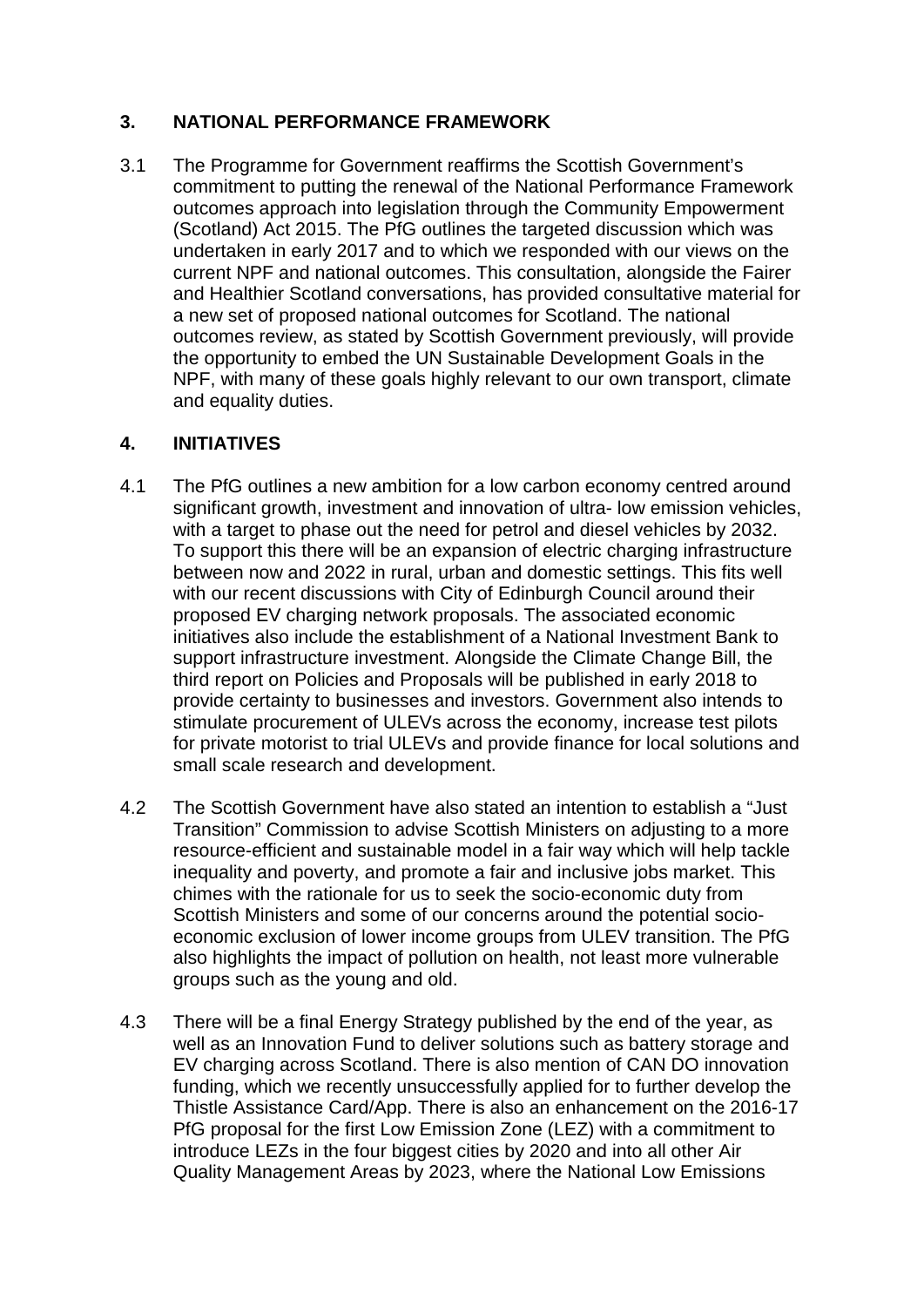## 3. NATIONAL PERFORMANCE FRAMEWORK

3.1 The Programme for Government reaffirms the Scottish Government's commitment to putting the renewal of the National Performance Framework outcomes approach into legislation through the Community Empowerment (Scotland) Act 2015. The PfG outlines the targeted discussion which was undertaken in early 2017 and to which we responded with our views on the current NPF and national outcomes. This consultation, alongside the Fairer and Healthier Scotland conversations, has provided consultative material for a new set of proposed national outcomes for Scotland. The national outcomes review, as stated by Scottish Government previously, will provide the opportunity to embed the UN Sustainable Development Goals in the NPF, with many of these goals highly relevant to our own transport, climate and equality duties.

## 4. INITIATIVES

4.1 The PfG outlines a new ambition for a low carbon economy centred around significant growth, investment and innovation of ultra- low emission vehicles, with a target to phase out the need for petrol and diesel vehicles by 2032. To support this there will be an expansion of electric charging infrastructure between now and 2022 in rural, urban and domestic settings. This fits well with our recent discussions with City of Edinburgh Council around their proposed EV charging network proposals. The associated economic initiatives also include the establishment of a National Investment Bank to support infrastructure investment. Alongside the Climate Change Bill, the third report on Policies and Proposals will be published in early 2018 to provide certainty to businesses and investors. Government also intends to stimulate procurement of ULEVs across the economy, increase test pilots for private motorist to trial ULEVs and provide finance for local solutions and small scale research and development.

4.2 The Scottish Government have also stated an intention to establish a "Just Transition" Commission to advise Scottish Ministers on adjusting to a more resource-efficient and sustainable model in a fair way which will help tackle inequality and poverty, and promote a fair and inclusive jobs market. This chimes with the rationale for us to seek the socio-economic duty from Scottish Ministers and some of our concerns around the potential socio-economic exclusion of lower income groups from ULEV transition. The PfG also highlights the impact of pollution on health, not least more vulnerable groups such as the young and old.

4.3 There will be a final Energy Strategy published by the end of the year, as well as an Innovation Fund to deliver solutions such as battery storage and EV charging across Scotland. There is also mention of CAN DO innovation funding, which we recently unsuccessfully applied for to further develop the Thistle Assistance Card/App. There is also an enhancement on the 2016-17 PfG proposal for the first Low Emission Zone (LEZ) with a commitment to introduce LEZs in the four biggest cities by 2020 and into all other Air Quality Management Areas by 2023, where the National Low Emissions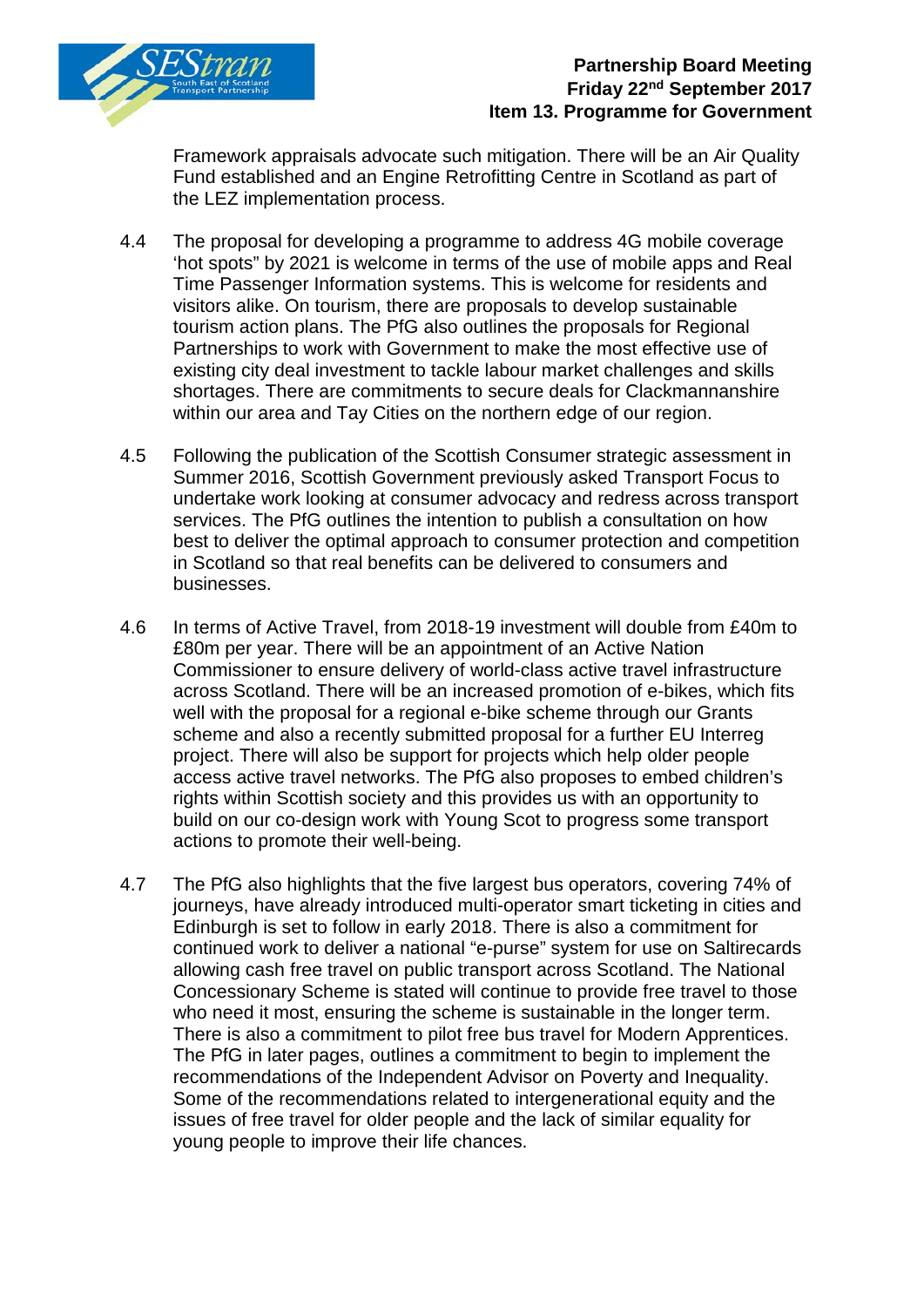Framework appraisals advocate such mitigation. There will be an Air Quality Fund established and an Engine Retrofitting Centre in Scotland as part of the LEZ implementation process.

4.4 The proposal for developing a programme to address 4G mobile coverage 'hot spots" by 2021 is welcome in terms of the use of mobile apps and Real Time Passenger Information systems. This is welcome for residents and visitors alike. On tourism, there are proposals to develop sustainable tourism action plans. The PfG also outlines the proposals for Regional Partnerships to work with Government to make the most effective use of existing city deal investment to tackle labour market challenges and skills shortages. There are commitments to secure deals for Clackmannanshire within our area and Tay Cities on the northern edge of our region.

4.5 Following the publication of the Scottish Consumer strategic assessment in Summer 2016, Scottish Government previously asked Transport Focus to undertake work looking at consumer advocacy and redress across transport services. The PfG outlines the intention to publish a consultation on how best to deliver the optimal approach to consumer protection and competition in Scotland so that real benefits can be delivered to consumers and businesses.

4.6 In terms of Active Travel, from 2018-19 investment will double from £40m to £80m per year. There will be an appointment of an Active Nation Commissioner to ensure delivery of world-class active travel infrastructure across Scotland. There will be an increased promotion of e-bikes, which fits well with the proposal for a regional e-bike scheme through our Grants scheme and also a recently submitted proposal for a further EU Interreg project. There will also be support for projects which help older people access active travel networks. The PfG also proposes to embed children's rights within Scottish society and this provides us with an opportunity to build on our co-design work with Young Scot to progress some transport actions to promote their well-being.

4.7 The PfG also highlights that the five largest bus operators, covering 74% of journeys, have already introduced multi-operator smart ticketing in cities and Edinburgh is set to follow in early 2018. There is also a commitment for continued work to deliver a national "e-purse" system for use on Saltirecards allowing cash free travel on public transport across Scotland. The National Concessionary Scheme is stated will continue to provide free travel to those who need it most, ensuring the scheme is sustainable in the longer term. There is also a commitment to pilot free bus travel for Modern Apprentices. The PfG in later pages, outlines a commitment to begin to implement the recommendations of the Independent Advisor on Poverty and Inequality. Some of the recommendations related to intergenerational equity and the issues of free travel for older people and the lack of similar equality for young people to improve their life chances.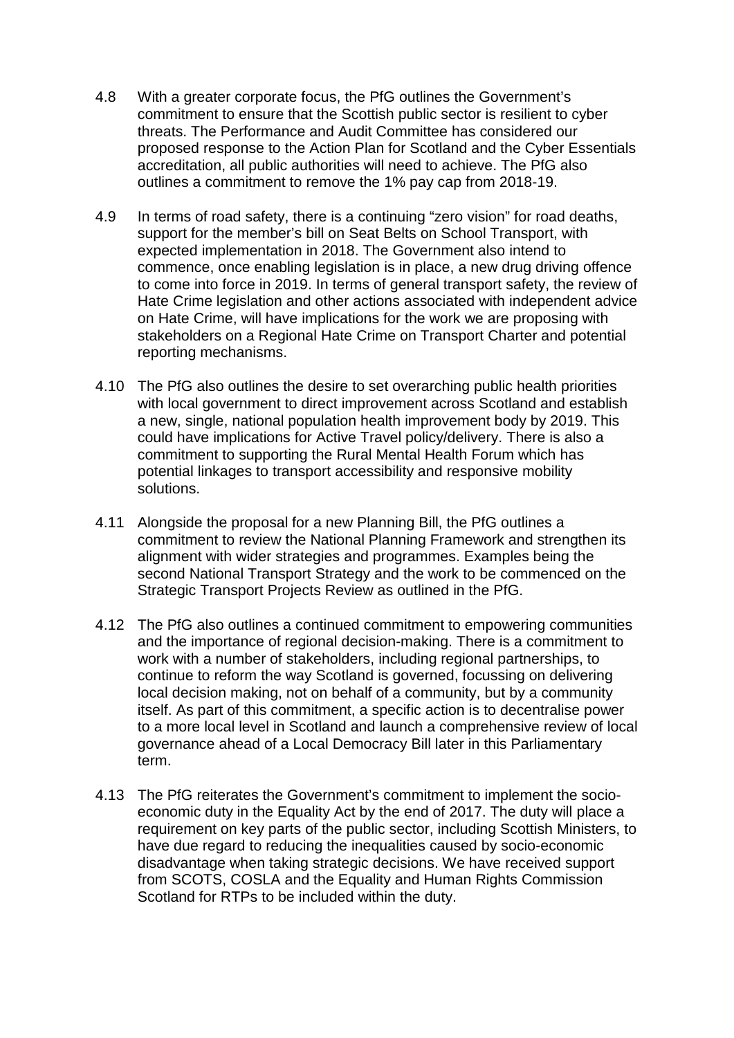4.8 With a greater corporate focus, the PfG outlines the Government's commitment to ensure that the Scottish public sector is resilient to cyber threats. The Performance and Audit Committee has considered our proposed response to the Action Plan for Scotland and the Cyber Essentials accreditation, all public authorities will need to achieve. The PfG also outlines a commitment to remove the 1% pay cap from 2018-19.

4.9 In terms of road safety, there is a continuing "zero vision" for road deaths, support for the member's bill on Seat Belts on School Transport, with expected implementation in 2018. The Government also intend to commence, once enabling legislation is in place, a new drug driving offence to come into force in 2019. In terms of general transport safety, the review of Hate Crime legislation and other actions associated with independent advice on Hate Crime, will have implications for the work we are proposing with stakeholders on a Regional Hate Crime on Transport Charter and potential reporting mechanisms.

4.10 The PfG also outlines the desire to set overarching public health priorities with local government to direct improvement across Scotland and establish a new, single, national population health improvement body by 2019. This could have implications for Active Travel policy/delivery. There is also a commitment to supporting the Rural Mental Health Forum which has potential linkages to transport accessibility and responsive mobility solutions.

4.11 Alongside the proposal for a new Planning Bill, the PfG outlines a commitment to review the National Planning Framework and strengthen its alignment with wider strategies and programmes. Examples being the second National Transport Strategy and the work to be commenced on the Strategic Transport Projects Review as outlined in the PfG.

4.12 The PfG also outlines a continued commitment to empowering communities and the importance of regional decision-making. There is a commitment to work with a number of stakeholders, including regional partnerships, to continue to reform the way Scotland is governed, focussing on delivering local decision making, not on behalf of a community, but by a community itself. As part of this commitment, a specific action is to decentralise power to a more local level in Scotland and launch a comprehensive review of local governance ahead of a Local Democracy Bill later in this Parliamentary term.

4.13 The PfG reiterates the Government's commitment to implement the socio-economic duty in the Equality Act by the end of 2017. The duty will place a requirement on key parts of the public sector, including Scottish Ministers, to have due regard to reducing the inequalities caused by socio-economic disadvantage when taking strategic decisions. We have received support from SCOTS, COSLA and the Equality and Human Rights Commission Scotland for RTPs to be included within the duty.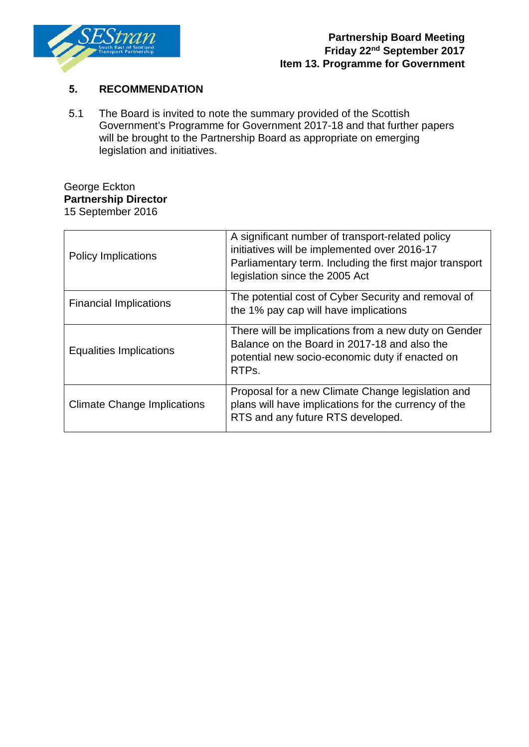## 5. RECOMMENDATION

5.1 The Board is invited to note the summary provided of the Scottish Government's Programme for Government 2017-18 and that further papers will be brought to the Partnership Board as appropriate on emerging legislation and initiatives.

George Eckton
**Partnership Director**
15 September 2016

| | |
|---|---|
| Policy Implications | A significant number of transport-related policy initiatives will be implemented over 2016-17 Parliamentary term. Including the first major transport legislation since the 2005 Act |
| Financial Implications | The potential cost of Cyber Security and removal of the 1% pay cap will have implications |
| Equalities Implications | There will be implications from a new duty on Gender Balance on the Board in 2017-18 and also the potential new socio-economic duty if enacted on RTPs. |
| Climate Change Implications | Proposal for a new Climate Change legislation and plans will have implications for the currency of the RTS and any future RTS developed. |